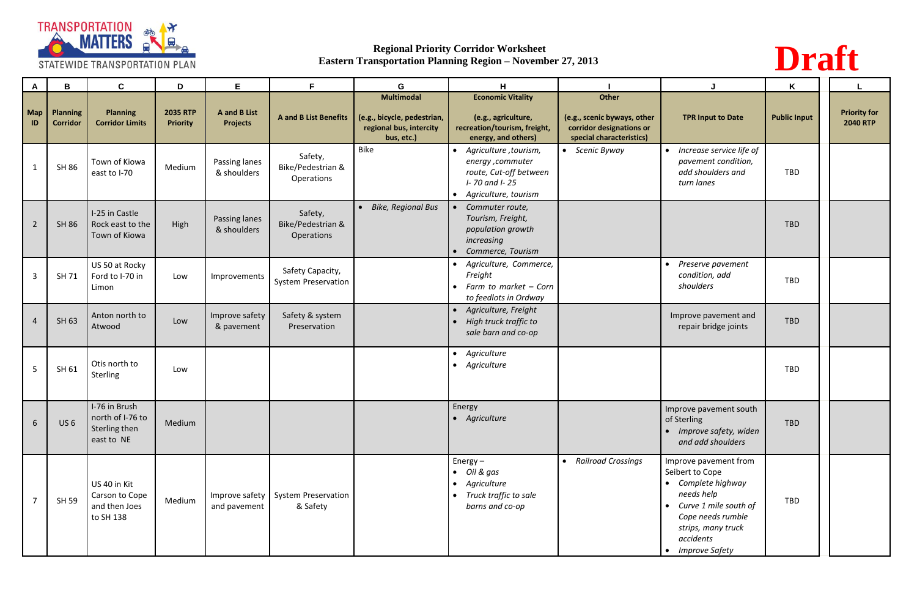TRANSPORTATION MATTERS
STATEWIDE TRANSPORTATION PLAN

**Regional Priority Corridor Worksheet**
**Eastern Transportation Planning Region – November 27, 2013**

# Draft

| A | B | C | D | E | F | G | H | I | J | K | L |
|---|---|---|---|---|---|---|---|---|---|---|---|
| **Map ID** | **Planning Corridor** | **Planning Corridor Limits** | **2035 RTP Priority** | **A and B List Projects** | **A and B List Benefits** | **Multimodal (e.g., bicycle, pedestrian, regional bus, intercity bus, etc.)** | **Economic Vitality (e.g., agriculture, recreation/tourism, freight, energy, and others)** | **Other (e.g., scenic byways, other corridor designations or special characteristics)** | **TPR Input to Date** | **Public Input** | **Priority for 2040 RTP** |
| 1 | SH 86 | Town of Kiowa east to I-70 | Medium | Passing lanes & shoulders | Safety, Bike/Pedestrian & Operations | Bike | • *Agriculture ,tourism, energy ,commuter route, Cut-off between I- 70 and I- 25*<br>• *Agriculture, tourism* | • *Scenic Byway* | • *Increase service life of pavement condition, add shoulders and turn lanes* | TBD | |
| 2 | SH 86 | I-25 in Castle Rock east to the Town of Kiowa | High | Passing lanes & shoulders | Safety, Bike/Pedestrian & Operations | • *Bike, Regional Bus* | • *Commuter route, Tourism, Freight, population growth increasing*<br>• *Commerce, Tourism* | | | TBD | |
| 3 | SH 71 | US 50 at Rocky Ford to I-70 in Limon | Low | Improvements | Safety Capacity, System Preservation | | • *Agriculture, Commerce, Freight*<br>• *Farm to market – Corn to feedlots in Ordway* | | • *Preserve pavement condition, add shoulders* | TBD | |
| 4 | SH 63 | Anton north to Atwood | Low | Improve safety & pavement | Safety & system Preservation | | • *Agriculture, Freight*<br>• *High truck traffic to sale barn and co-op* | | Improve pavement and repair bridge joints | TBD | |
| 5 | SH 61 | Otis north to Sterling | Low | | | | • *Agriculture*<br>• *Agriculture* | | | TBD | |
| 6 | US 6 | I-76 in Brush north of I-76 to Sterling then east to NE | Medium | | | | Energy<br>• *Agriculture* | | Improve pavement south of Sterling<br>• *Improve safety, widen and add shoulders* | TBD | |
| 7 | SH 59 | US 40 in Kit Carson to Cope and then Joes to SH 138 | Medium | Improve safety and pavement | System Preservation & Safety | | Energy –<br>• *Oil & gas*<br>• *Agriculture*<br>• *Truck traffic to sale barns and co-op* | • *Railroad Crossings* | Improve pavement from Seibert to Cope<br>• *Complete highway needs help*<br>• *Curve 1 mile south of Cope needs rumble strips, many truck accidents*<br>• *Improve Safety* | TBD | |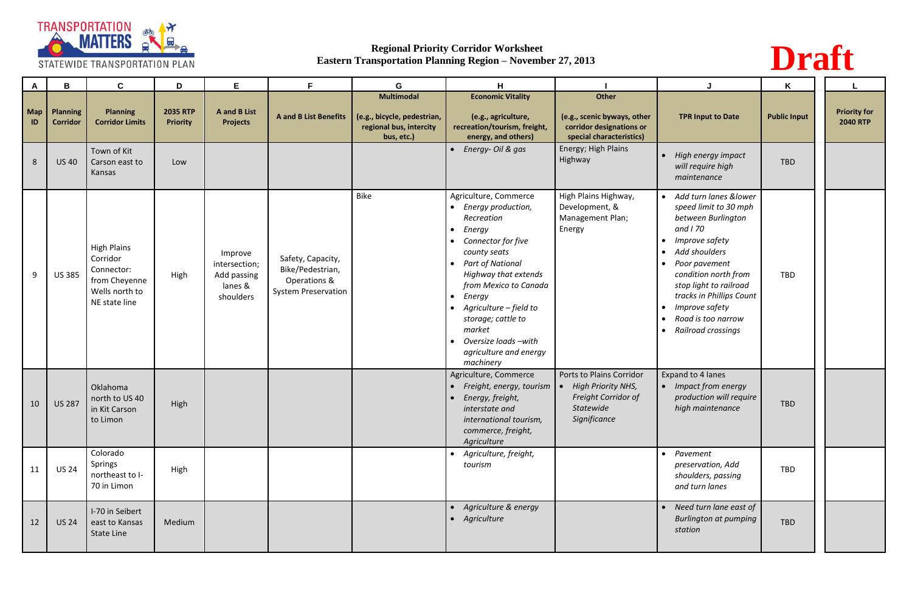**Regional Priority Corridor Worksheet**
**Eastern Transportation Planning Region – November 27, 2013**

# Draft

| A | B | C | D | E | F | G | H | I | J | K | L |
|---|---|---|---|---|---|---|---|---|---|---|---|
| Map ID | Planning Corridor | Planning Corridor Limits | 2035 RTP Priority | A and B List Projects | A and B List Benefits | Multimodal (e.g., bicycle, pedestrian, regional bus, intercity bus, etc.) | Economic Vitality (e.g., agriculture, recreation/tourism, freight, energy, and others) | Other (e.g., scenic byways, other corridor designations or special characteristics) | TPR Input to Date | Public Input | Priority for 2040 RTP |
| 8 | US 40 | Town of Kit Carson east to Kansas | Low | | | | • *Energy- Oil & gas* | Energy; High Plains Highway | • *High energy impact will require high maintenance* | TBD | |
| 9 | US 385 | High Plains Corridor Connector: from Cheyenne Wells north to NE state line | High | Improve intersection; Add passing lanes & shoulders | Safety, Capacity, Bike/Pedestrian, Operations & System Preservation | Bike | Agriculture, Commerce • *Energy production, Recreation* • *Energy* • *Connector for five county seats* • *Part of National Highway that extends from Mexico to Canada* • *Energy* • *Agriculture – field to storage; cattle to market* • *Oversize loads –with agriculture and energy machinery* | High Plains Highway, Development, & Management Plan; Energy | • *Add turn lanes &lower speed limit to 30 mph between Burlington and I 70* • *Improve safety* • *Add shoulders* • *Poor pavement condition north from stop light to railroad tracks in Phillips Count* • *Improve safety* • *Road is too narrow* • *Railroad crossings* | TBD | |
| 10 | US 287 | Oklahoma north to US 40 in Kit Carson to Limon | High | | | | Agriculture, Commerce • *Freight, energy, tourism* • *Energy, freight, interstate and international tourism, commerce, freight, Agriculture* | Ports to Plains Corridor • *High Priority NHS, Freight Corridor of Statewide Significance* | Expand to 4 lanes • *Impact from energy production will require high maintenance* | TBD | |
| 11 | US 24 | Colorado Springs northeast to I-70 in Limon | High | | | | • *Agriculture, freight, tourism* | | • *Pavement preservation, Add shoulders, passing and turn lanes* | TBD | |
| 12 | US 24 | I-70 in Seibert east to Kansas State Line | Medium | | | | • *Agriculture & energy* • *Agriculture* | | • *Need turn lane east of Burlington at pumping station* | TBD | |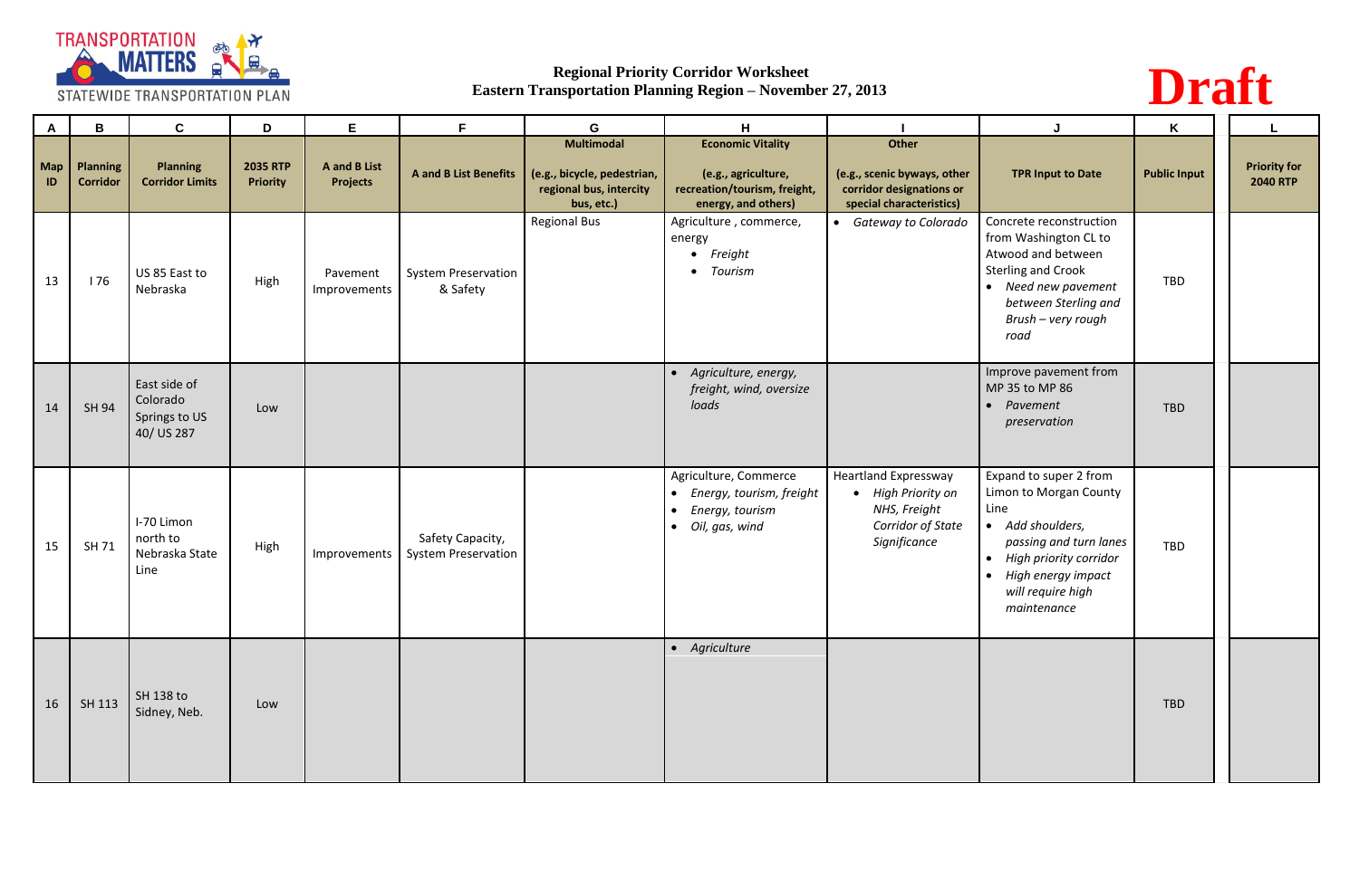Regional Priority Corridor Worksheet
Eastern Transportation Planning Region – November 27, 2013

**Draft**

| A | B | C | D | E | F | G | H | I | J | K | L |
|---|---|---|---|---|---|---|---|---|---|---|---|
| **Map ID** | **Planning Corridor** | **Planning Corridor Limits** | **2035 RTP Priority** | **A and B List Projects** | **A and B List Benefits** | **Multimodal (e.g., bicycle, pedestrian, regional bus, intercity bus, etc.)** | **Economic Vitality (e.g., agriculture, recreation/tourism, freight, energy, and others)** | **Other (e.g., scenic byways, other corridor designations or special characteristics)** | **TPR Input to Date** | **Public Input** | **Priority for 2040 RTP** |
| 13 | I 76 | US 85 East to Nebraska | High | Pavement Improvements | System Preservation & Safety | Regional Bus | Agriculture , commerce, energy <br>• *Freight* <br>• *Tourism* | • *Gateway to Colorado* | Concrete reconstruction from Washington CL to Atwood and between Sterling and Crook <br>• *Need new pavement between Sterling and Brush – very rough road* | TBD | |
| 14 | SH 94 | East side of Colorado Springs to US 40/ US 287 | Low | | | | • *Agriculture, energy, freight, wind, oversize loads* | | Improve pavement from MP 35 to MP 86 <br>• *Pavement preservation* | TBD | |
| 15 | SH 71 | I-70 Limon north to Nebraska State Line | High | Improvements | Safety Capacity, System Preservation | | Agriculture, Commerce <br>• *Energy, tourism, freight* <br>• *Energy, tourism* <br>• *Oil, gas, wind* | Heartland Expressway <br>• *High Priority on NHS, Freight Corridor of State Significance* | Expand to super 2 from Limon to Morgan County Line <br>• *Add shoulders, passing and turn lanes* <br>• *High priority corridor* <br>• *High energy impact will require high maintenance* | TBD | |
| 16 | SH 113 | SH 138 to Sidney, Neb. | Low | | | | • *Agriculture* | | | TBD | |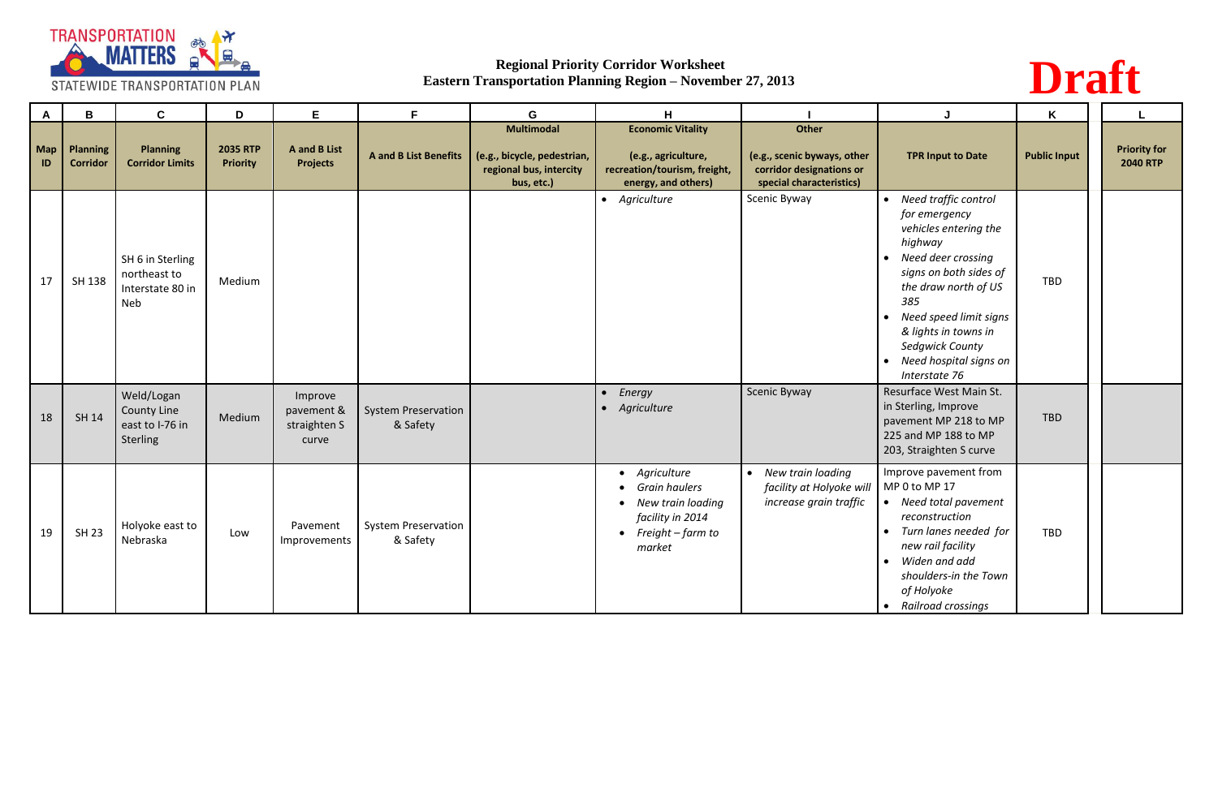**Regional Priority Corridor Worksheet**
**Eastern Transportation Planning Region – November 27, 2013**

**Draft**

| A | B | C | D | E | F | G | H | I | J | K | L |
|---|---|---|---|---|---|---|---|---|---|---|---|
| **Map ID** | **Planning Corridor** | **Planning Corridor Limits** | **2035 RTP Priority** | **A and B List Projects** | **A and B List Benefits** | **Multimodal** (e.g., bicycle, pedestrian, regional bus, intercity bus, etc.) | **Economic Vitality** (e.g., agriculture, recreation/tourism, freight, energy, and others) | **Other** (e.g., scenic byways, other corridor designations or special characteristics) | **TPR Input to Date** | **Public Input** | **Priority for 2040 RTP** |
| 17 | SH 138 | SH 6 in Sterling northeast to Interstate 80 in Neb | Medium | | | | • *Agriculture* | Scenic Byway | • *Need traffic control for emergency vehicles entering the highway*<br>• *Need deer crossing signs on both sides of the draw north of US 385*<br>• *Need speed limit signs & lights in towns in Sedgwick County*<br>• *Need hospital signs on Interstate 76* | TBD | |
| 18 | SH 14 | Weld/Logan County Line east to I-76 in Sterling | Medium | Improve pavement & straighten S curve | System Preservation & Safety | | • *Energy*<br>• *Agriculture* | Scenic Byway | Resurface West Main St. in Sterling, Improve pavement MP 218 to MP 225 and MP 188 to MP 203, Straighten S curve | TBD | |
| 19 | SH 23 | Holyoke east to Nebraska | Low | Pavement Improvements | System Preservation & Safety | | • *Agriculture*<br>• *Grain haulers*<br>• *New train loading facility in 2014*<br>• *Freight – farm to market* | • *New train loading facility at Holyoke will increase grain traffic* | Improve pavement from MP 0 to MP 17<br>• *Need total pavement reconstruction*<br>• *Turn lanes needed for new rail facility*<br>• *Widen and add shoulders-in the Town of Holyoke*<br>• *Railroad crossings* | TBD | |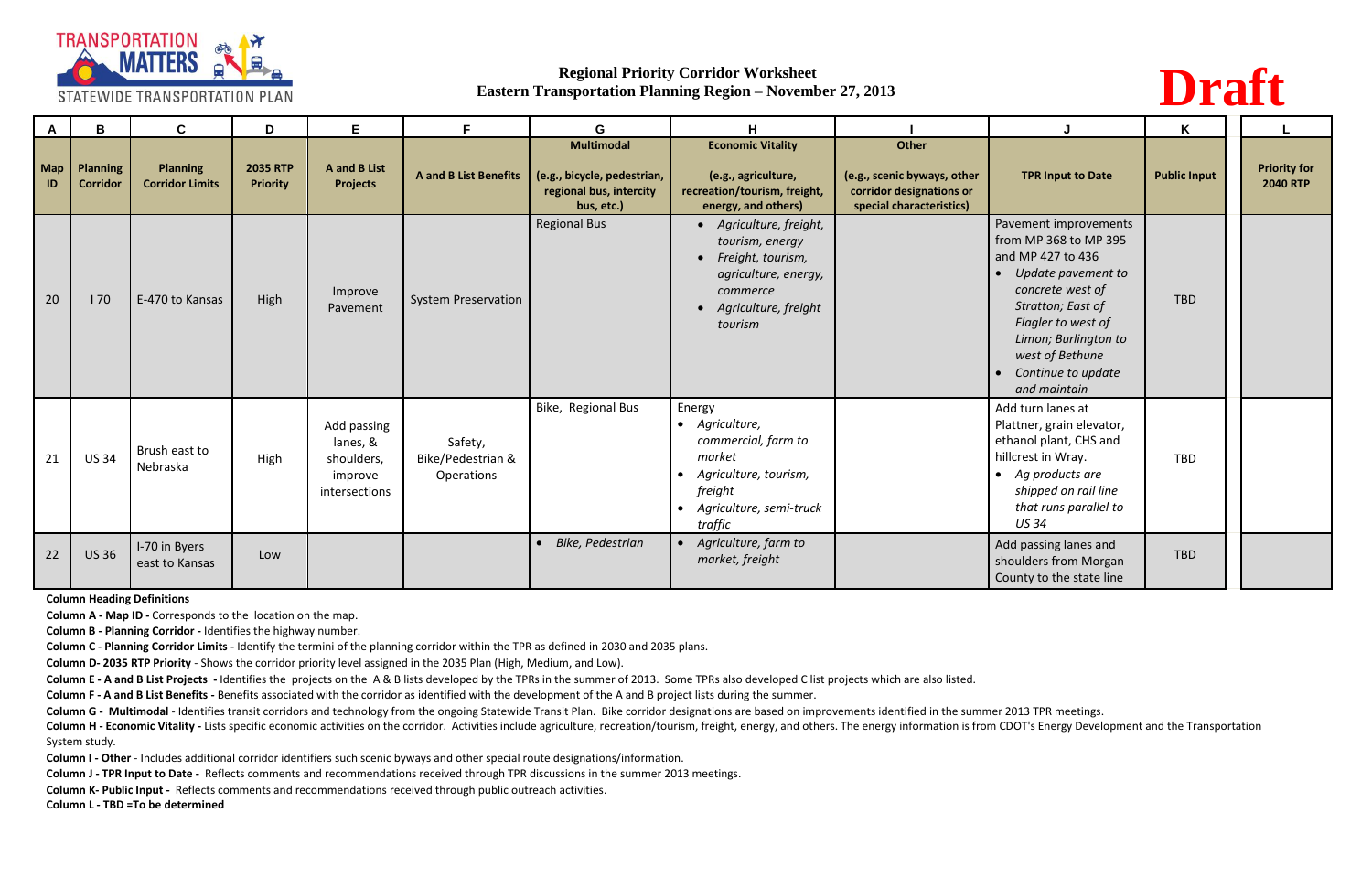Regional Priority Corridor Worksheet
Eastern Transportation Planning Region – November 27, 2013

**Draft**

| A | B | C | D | E | F | G | H | I | J | K | L |
|---|---|---|---|---|---|---|---|---|---|---|---|
| **Map ID** | **Planning Corridor** | **Planning Corridor Limits** | **2035 RTP Priority** | **A and B List Projects** | **A and B List Benefits** | **Multimodal** (e.g., bicycle, pedestrian, regional bus, intercity bus, etc.) | **Economic Vitality** (e.g., agriculture, recreation/tourism, freight, energy, and others) | **Other** (e.g., scenic byways, other corridor designations or special characteristics) | **TPR Input to Date** | **Public Input** | **Priority for 2040 RTP** |
| 20 | I 70 | E-470 to Kansas | High | Improve Pavement | System Preservation | Regional Bus | • *Agriculture, freight, tourism, energy* • *Freight, tourism, agriculture, energy, commerce* • *Agriculture, freight tourism* | | Pavement improvements from MP 368 to MP 395 and MP 427 to 436 • *Update pavement to concrete west of Stratton; East of Flagler to west of Limon; Burlington to west of Bethune* • *Continue to update and maintain* | TBD | |
| 21 | US 34 | Brush east to Nebraska | High | Add passing lanes, & shoulders, improve intersections | Safety, Bike/Pedestrian & Operations | Bike, Regional Bus | Energy • *Agriculture, commercial, farm to market* • *Agriculture, tourism, freight* • *Agriculture, semi-truck traffic* | | Add turn lanes at Plattner, grain elevator, ethanol plant, CHS and hillcrest in Wray. • *Ag products are shipped on rail line that runs parallel to US 34* | TBD | |
| 22 | US 36 | I-70 in Byers east to Kansas | Low | | | • *Bike, Pedestrian* | • *Agriculture, farm to market, freight* | | Add passing lanes and shoulders from Morgan County to the state line | TBD | |

**Column Heading Definitions**

**Column A - Map ID -** Corresponds to the location on the map.

**Column B - Planning Corridor -** Identifies the highway number.

**Column C - Planning Corridor Limits -** Identify the termini of the planning corridor within the TPR as defined in 2030 and 2035 plans.

**Column D- 2035 RTP Priority** - Shows the corridor priority level assigned in the 2035 Plan (High, Medium, and Low).

**Column E - A and B List Projects -** Identifies the projects on the A & B lists developed by the TPRs in the summer of 2013. Some TPRs also developed C list projects which are also listed.

**Column F - A and B List Benefits -** Benefits associated with the corridor as identified with the development of the A and B project lists during the summer.

**Column G - Multimodal** - Identifies transit corridors and technology from the ongoing Statewide Transit Plan. Bike corridor designations are based on improvements identified in the summer 2013 TPR meetings.

**Column H - Economic Vitality -** Lists specific economic activities on the corridor. Activities include agriculture, recreation/tourism, freight, energy, and others. The energy information is from CDOT's Energy Development and the Transportation System study.

**Column I - Other** - Includes additional corridor identifiers such scenic byways and other special route designations/information.

**Column J - TPR Input to Date -** Reflects comments and recommendations received through TPR discussions in the summer 2013 meetings.

**Column K- Public Input -** Reflects comments and recommendations received through public outreach activities.

**Column L - TBD =To be determined**